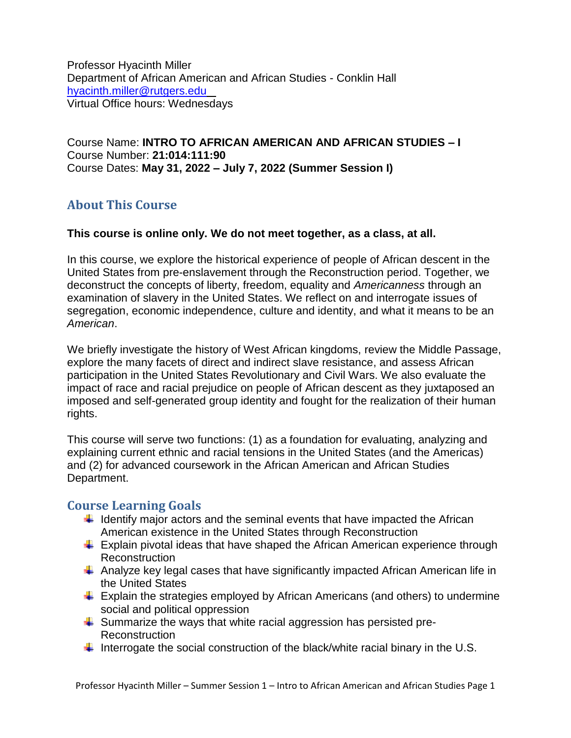Professor Hyacinth Miller
Department of African American and African Studies - Conklin Hall
hyacinth.miller@rutgers.edu
Virtual Office hours: Wednesdays

Course Name: **INTRO TO AFRICAN AMERICAN AND AFRICAN STUDIES – I**
Course Number: **21:014:111:90**
Course Dates: **May 31, 2022 – July 7, 2022 (Summer Session I)**

## About This Course

**This course is online only. We do not meet together, as a class, at all.**

In this course, we explore the historical experience of people of African descent in the United States from pre-enslavement through the Reconstruction period. Together, we deconstruct the concepts of liberty, freedom, equality and *Americanness* through an examination of slavery in the United States. We reflect on and interrogate issues of segregation, economic independence, culture and identity, and what it means to be an *American*.

We briefly investigate the history of West African kingdoms, review the Middle Passage, explore the many facets of direct and indirect slave resistance, and assess African participation in the United States Revolutionary and Civil Wars. We also evaluate the impact of race and racial prejudice on people of African descent as they juxtaposed an imposed and self-generated group identity and fought for the realization of their human rights.

This course will serve two functions: (1) as a foundation for evaluating, analyzing and explaining current ethnic and racial tensions in the United States (and the Americas) and (2) for advanced coursework in the African American and African Studies Department.

## Course Learning Goals

- Identify major actors and the seminal events that have impacted the African American existence in the United States through Reconstruction
- Explain pivotal ideas that have shaped the African American experience through Reconstruction
- Analyze key legal cases that have significantly impacted African American life in the United States
- Explain the strategies employed by African Americans (and others) to undermine social and political oppression
- Summarize the ways that white racial aggression has persisted pre-Reconstruction
- Interrogate the social construction of the black/white racial binary in the U.S.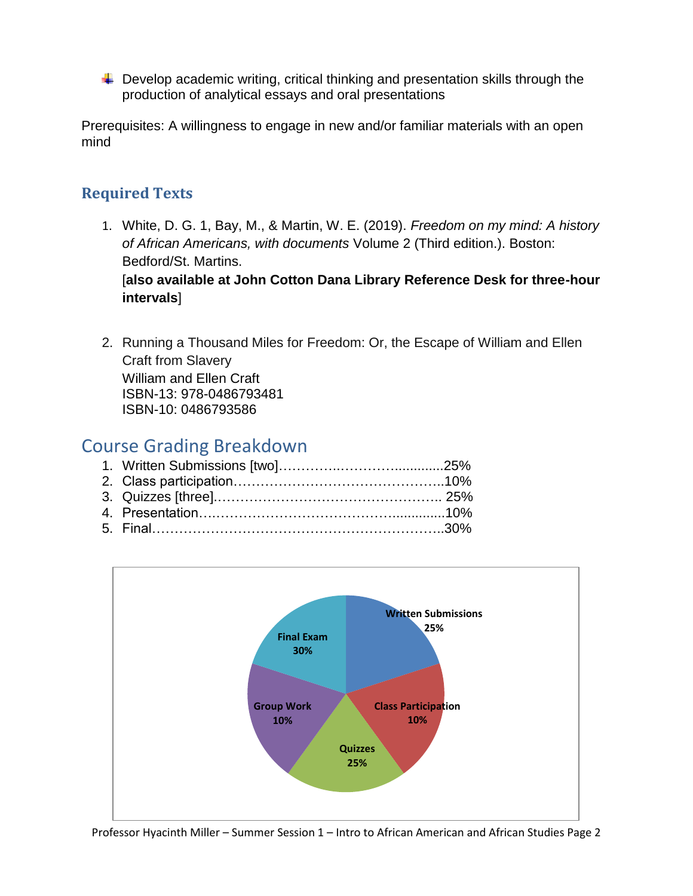- Develop academic writing, critical thinking and presentation skills through the production of analytical essays and oral presentations

Prerequisites: A willingness to engage in new and/or familiar materials with an open mind

## Required Texts

1. White, D. G. 1, Bay, M., & Martin, W. E. (2019). *Freedom on my mind: A history of African Americans, with documents* Volume 2 (Third edition.). Boston: Bedford/St. Martins.
   [**also available at John Cotton Dana Library Reference Desk for three-hour intervals**]

2. Running a Thousand Miles for Freedom: Or, the Escape of William and Ellen Craft from Slavery
   William and Ellen Craft
   ISBN-13: 978-0486793481
   ISBN-10: 0486793586

## Course Grading Breakdown

1. Written Submissions [two]……………..………….............25%
2. Class participation………………………………………..10%
3. Quizzes [three]………………………………………….. 25%
4. Presentation….…………………………………..............10%
5. Final………………………………………………………..30%

Written Submissions 25%
Class Participation 10%
Quizzes 25%
Group Work 10%
Final Exam 30%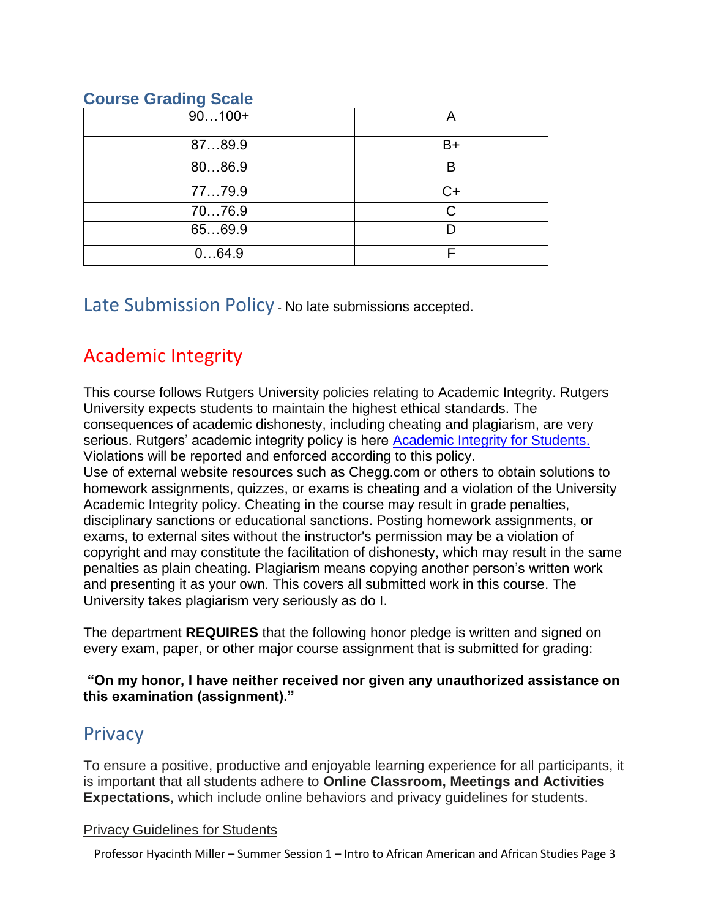## Course Grading Scale

| | |
|---|---|
| 90…100+ | A |
| 87…89.9 | B+ |
| 80…86.9 | B |
| 77…79.9 | C+ |
| 70…76.9 | C |
| 65…69.9 | D |
| 0…64.9 | F |

## Late Submission Policy - No late submissions accepted.

## Academic Integrity

This course follows Rutgers University policies relating to Academic Integrity. Rutgers University expects students to maintain the highest ethical standards. The consequences of academic dishonesty, including cheating and plagiarism, are very serious. Rutgers' academic integrity policy is here [Academic Integrity for Students.](#) Violations will be reported and enforced according to this policy.
Use of external website resources such as Chegg.com or others to obtain solutions to homework assignments, quizzes, or exams is cheating and a violation of the University Academic Integrity policy. Cheating in the course may result in grade penalties, disciplinary sanctions or educational sanctions. Posting homework assignments, or exams, to external sites without the instructor's permission may be a violation of copyright and may constitute the facilitation of dishonesty, which may result in the same penalties as plain cheating. Plagiarism means copying another person's written work and presenting it as your own. This covers all submitted work in this course. The University takes plagiarism very seriously as do I.

The department **REQUIRES** that the following honor pledge is written and signed on every exam, paper, or other major course assignment that is submitted for grading:

**"On my honor, I have neither received nor given any unauthorized assistance on this examination (assignment)."**

## Privacy

To ensure a positive, productive and enjoyable learning experience for all participants, it is important that all students adhere to **Online Classroom, Meetings and Activities Expectations**, which include online behaviors and privacy guidelines for students.

Privacy Guidelines for Students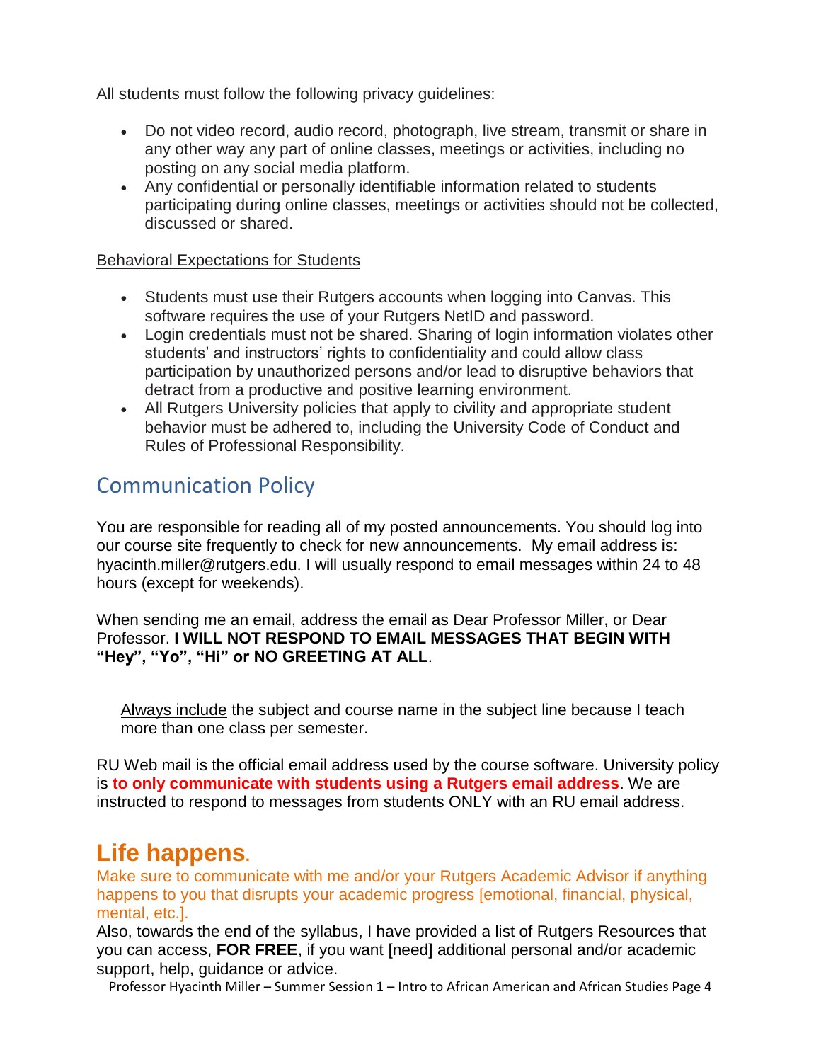All students must follow the following privacy guidelines:

- Do not video record, audio record, photograph, live stream, transmit or share in any other way any part of online classes, meetings or activities, including no posting on any social media platform.
- Any confidential or personally identifiable information related to students participating during online classes, meetings or activities should not be collected, discussed or shared.

Behavioral Expectations for Students

- Students must use their Rutgers accounts when logging into Canvas. This software requires the use of your Rutgers NetID and password.
- Login credentials must not be shared. Sharing of login information violates other students' and instructors' rights to confidentiality and could allow class participation by unauthorized persons and/or lead to disruptive behaviors that detract from a productive and positive learning environment.
- All Rutgers University policies that apply to civility and appropriate student behavior must be adhered to, including the University Code of Conduct and Rules of Professional Responsibility.

## Communication Policy

You are responsible for reading all of my posted announcements. You should log into our course site frequently to check for new announcements. My email address is: hyacinth.miller@rutgers.edu. I will usually respond to email messages within 24 to 48 hours (except for weekends).

When sending me an email, address the email as Dear Professor Miller, or Dear Professor. **I WILL NOT RESPOND TO EMAIL MESSAGES THAT BEGIN WITH "Hey", "Yo", "Hi" or NO GREETING AT ALL**.

Always include the subject and course name in the subject line because I teach more than one class per semester.

RU Web mail is the official email address used by the course software. University policy is **to only communicate with students using a Rutgers email address**. We are instructed to respond to messages from students ONLY with an RU email address.

# Life happens.

Make sure to communicate with me and/or your Rutgers Academic Advisor if anything happens to you that disrupts your academic progress [emotional, financial, physical, mental, etc.].

Also, towards the end of the syllabus, I have provided a list of Rutgers Resources that you can access, **FOR FREE**, if you want [need] additional personal and/or academic support, help, guidance or advice.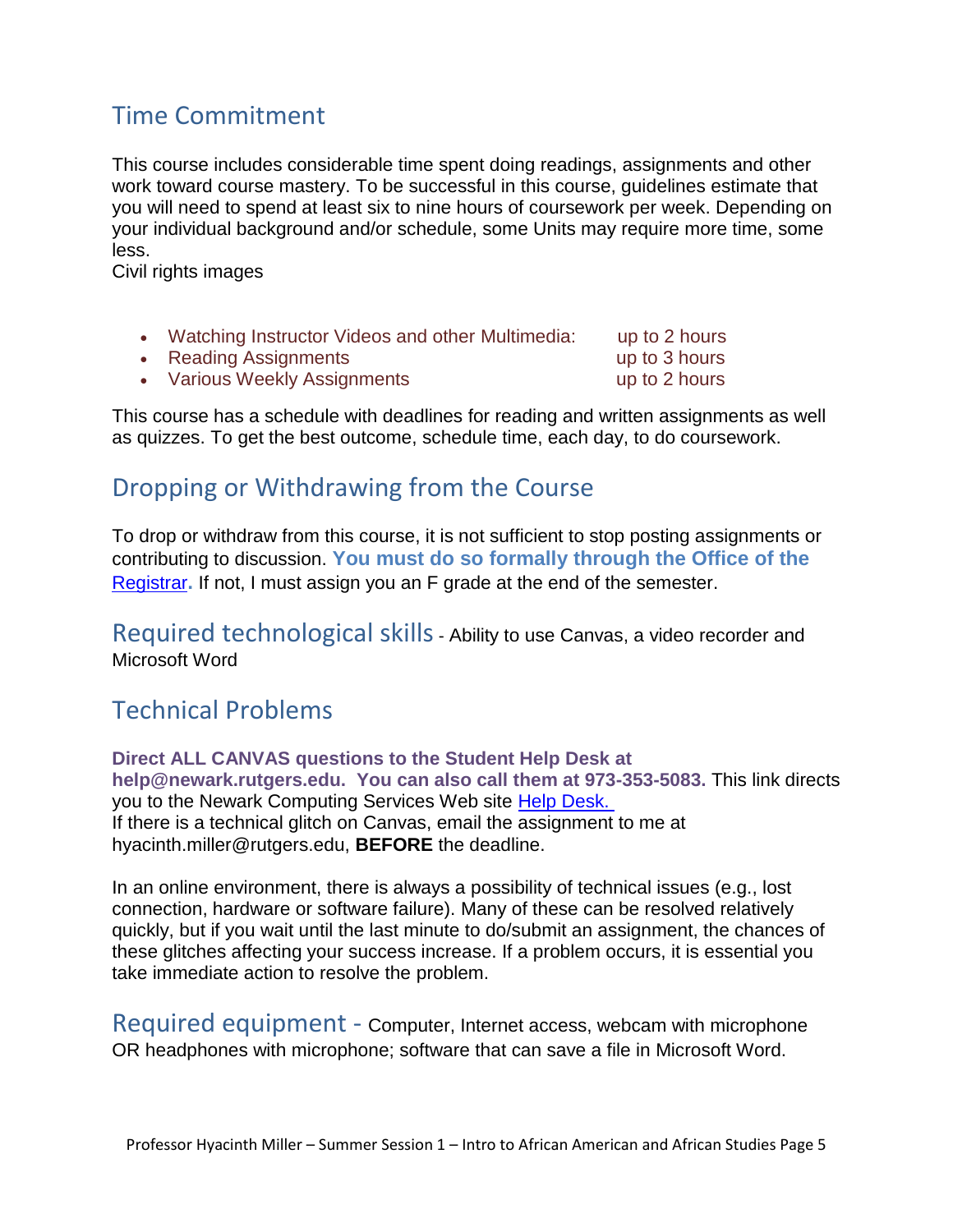## Time Commitment

This course includes considerable time spent doing readings, assignments and other work toward course mastery. To be successful in this course, guidelines estimate that you will need to spend at least six to nine hours of coursework per week. Depending on your individual background and/or schedule, some Units may require more time, some less.
Civil rights images

- Watching Instructor Videos and other Multimedia: up to 2 hours
- Reading Assignments up to 3 hours
- Various Weekly Assignments up to 2 hours

This course has a schedule with deadlines for reading and written assignments as well as quizzes. To get the best outcome, schedule time, each day, to do coursework.

## Dropping or Withdrawing from the Course

To drop or withdraw from this course, it is not sufficient to stop posting assignments or contributing to discussion. **You must do so formally through the Office of the Registrar.** If not, I must assign you an F grade at the end of the semester.

## Required technological skills - Ability to use Canvas, a video recorder and Microsoft Word

## Technical Problems

**Direct ALL CANVAS questions to the Student Help Desk at help@newark.rutgers.edu. You can also call them at 973-353-5083.** This link directs you to the Newark Computing Services Web site Help Desk.
If there is a technical glitch on Canvas, email the assignment to me at hyacinth.miller@rutgers.edu, **BEFORE** the deadline.

In an online environment, there is always a possibility of technical issues (e.g., lost connection, hardware or software failure). Many of these can be resolved relatively quickly, but if you wait until the last minute to do/submit an assignment, the chances of these glitches affecting your success increase. If a problem occurs, it is essential you take immediate action to resolve the problem.

## Required equipment - Computer, Internet access, webcam with microphone OR headphones with microphone; software that can save a file in Microsoft Word.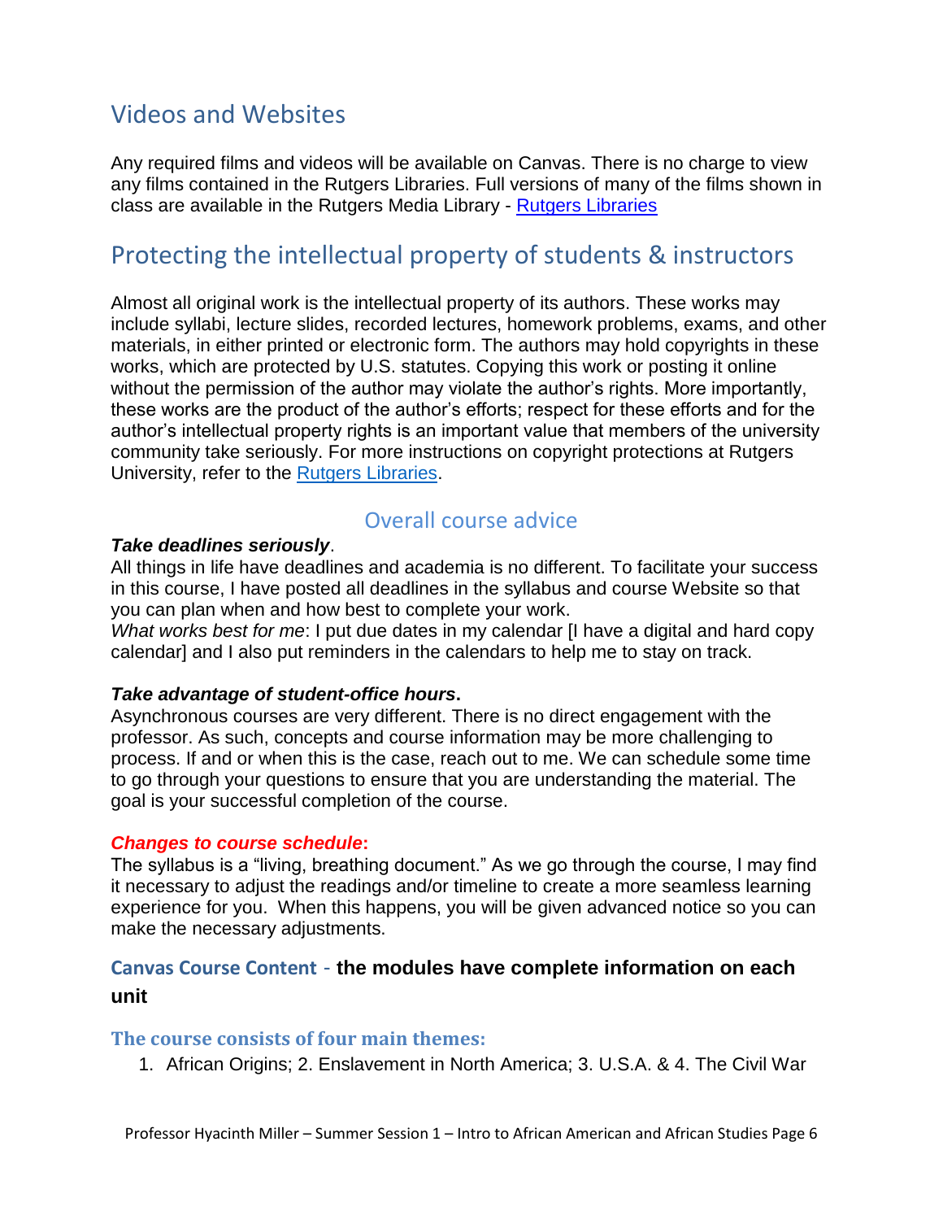## Videos and Websites

Any required films and videos will be available on Canvas. There is no charge to view any films contained in the Rutgers Libraries. Full versions of many of the films shown in class are available in the Rutgers Media Library - Rutgers Libraries

## Protecting the intellectual property of students & instructors

Almost all original work is the intellectual property of its authors. These works may include syllabi, lecture slides, recorded lectures, homework problems, exams, and other materials, in either printed or electronic form. The authors may hold copyrights in these works, which are protected by U.S. statutes. Copying this work or posting it online without the permission of the author may violate the author's rights. More importantly, these works are the product of the author's efforts; respect for these efforts and for the author's intellectual property rights is an important value that members of the university community take seriously. For more instructions on copyright protections at Rutgers University, refer to the Rutgers Libraries.

### Overall course advice

***Take deadlines seriously***.

All things in life have deadlines and academia is no different. To facilitate your success in this course, I have posted all deadlines in the syllabus and course Website so that you can plan when and how best to complete your work.

*What works best for me*: I put due dates in my calendar [I have a digital and hard copy calendar] and I also put reminders in the calendars to help me to stay on track.

***Take advantage of student-office hours*.**

Asynchronous courses are very different. There is no direct engagement with the professor. As such, concepts and course information may be more challenging to process. If and or when this is the case, reach out to me. We can schedule some time to go through your questions to ensure that you are understanding the material. The goal is your successful completion of the course.

***Changes to course schedule*:**

The syllabus is a "living, breathing document." As we go through the course, I may find it necessary to adjust the readings and/or timeline to create a more seamless learning experience for you. When this happens, you will be given advanced notice so you can make the necessary adjustments.

### Canvas Course Content - **the modules have complete information on each unit**

#### The course consists of four main themes:

1. African Origins; 2. Enslavement in North America; 3. U.S.A. & 4. The Civil War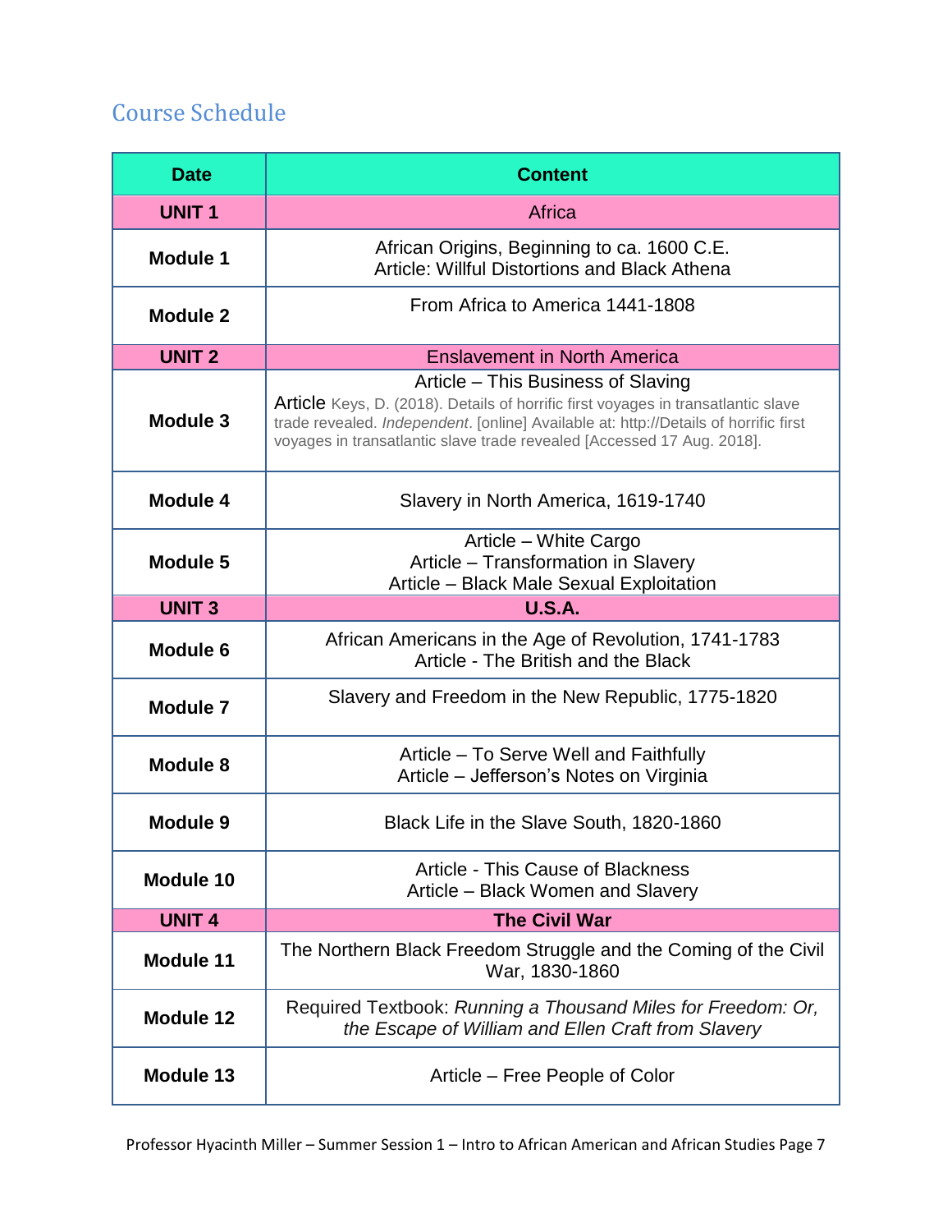## Course Schedule

| Date | Content |
|---|---|
| **UNIT 1** | Africa |
| **Module 1** | African Origins, Beginning to ca. 1600 C.E.<br>Article: Willful Distortions and Black Athena |
| **Module 2** | From Africa to America 1441-1808 |
| **UNIT 2** | Enslavement in North America |
| **Module 3** | Article – This Business of Slaving<br>Article Keys, D. (2018). Details of horrific first voyages in transatlantic slave trade revealed. *Independent*. [online] Available at: http://Details of horrific first voyages in transatlantic slave trade revealed [Accessed 17 Aug. 2018]. |
| **Module 4** | Slavery in North America, 1619-1740 |
| **Module 5** | Article – White Cargo<br>Article – Transformation in Slavery<br>Article – Black Male Sexual Exploitation |
| **UNIT 3** | **U.S.A.** |
| **Module 6** | African Americans in the Age of Revolution, 1741-1783<br>Article - The British and the Black |
| **Module 7** | Slavery and Freedom in the New Republic, 1775-1820 |
| **Module 8** | Article – To Serve Well and Faithfully<br>Article – Jefferson's Notes on Virginia |
| **Module 9** | Black Life in the Slave South, 1820-1860 |
| **Module 10** | Article - This Cause of Blackness<br>Article – Black Women and Slavery |
| **UNIT 4** | **The Civil War** |
| **Module 11** | The Northern Black Freedom Struggle and the Coming of the Civil War, 1830-1860 |
| **Module 12** | Required Textbook: *Running a Thousand Miles for Freedom: Or, the Escape of William and Ellen Craft from Slavery* |
| **Module 13** | Article – Free People of Color |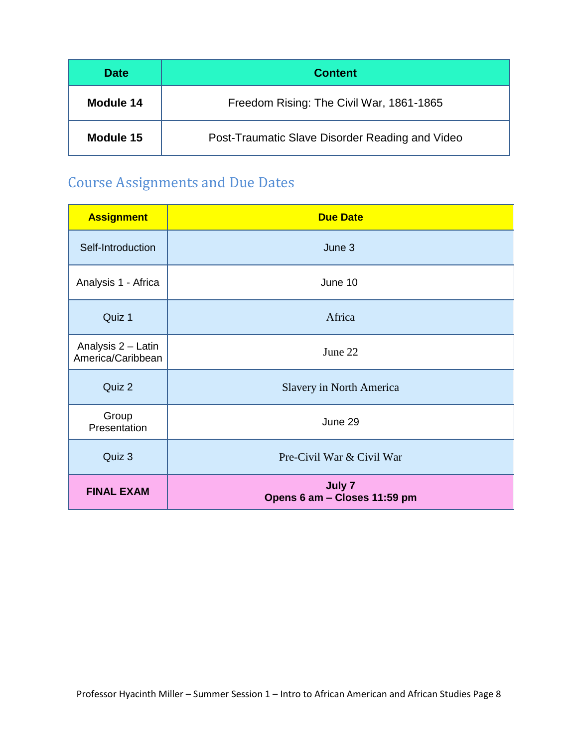| Date | Content |
|---|---|
| **Module 14** | Freedom Rising: The Civil War, 1861-1865 |
| **Module 15** | Post-Traumatic Slave Disorder Reading and Video |

## Course Assignments and Due Dates

| Assignment | Due Date |
|---|---|
| Self-Introduction | June 3 |
| Analysis 1 - Africa | June 10 |
| Quiz 1 | Africa |
| Analysis 2 – Latin America/Caribbean | June 22 |
| Quiz 2 | Slavery in North America |
| Group Presentation | June 29 |
| Quiz 3 | Pre-Civil War & Civil War |
| **FINAL EXAM** | **July 7 Opens 6 am – Closes 11:59 pm** |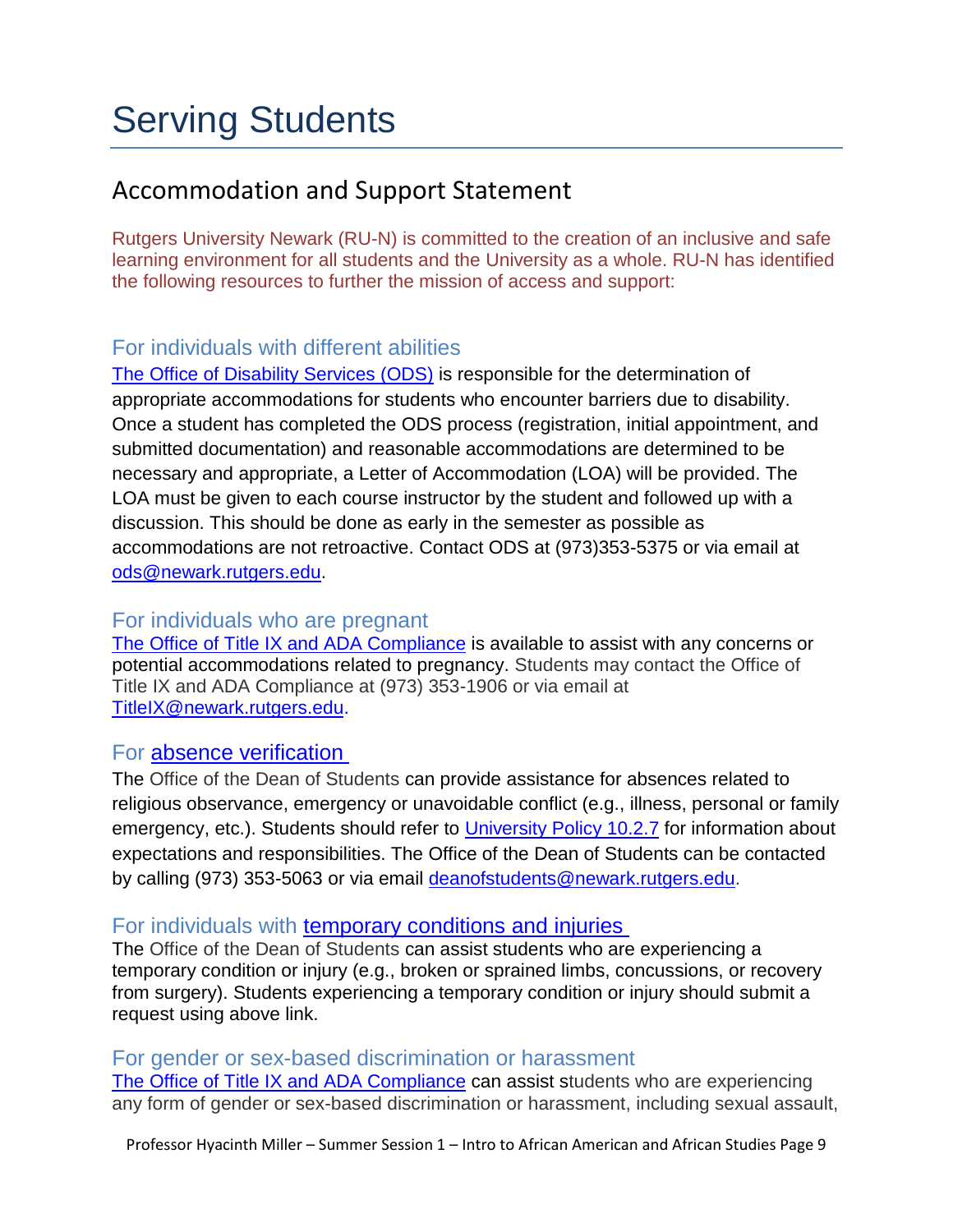# Serving Students

## Accommodation and Support Statement

Rutgers University Newark (RU-N) is committed to the creation of an inclusive and safe learning environment for all students and the University as a whole. RU-N has identified the following resources to further the mission of access and support:

### For individuals with different abilities

The Office of Disability Services (ODS) is responsible for the determination of appropriate accommodations for students who encounter barriers due to disability. Once a student has completed the ODS process (registration, initial appointment, and submitted documentation) and reasonable accommodations are determined to be necessary and appropriate, a Letter of Accommodation (LOA) will be provided. The LOA must be given to each course instructor by the student and followed up with a discussion. This should be done as early in the semester as possible as accommodations are not retroactive. Contact ODS at (973)353-5375 or via email at ods@newark.rutgers.edu.

### For individuals who are pregnant

The Office of Title IX and ADA Compliance is available to assist with any concerns or potential accommodations related to pregnancy. Students may contact the Office of Title IX and ADA Compliance at (973) 353-1906 or via email at TitleIX@newark.rutgers.edu.

### For absence verification

The Office of the Dean of Students can provide assistance for absences related to religious observance, emergency or unavoidable conflict (e.g., illness, personal or family emergency, etc.). Students should refer to University Policy 10.2.7 for information about expectations and responsibilities. The Office of the Dean of Students can be contacted by calling (973) 353-5063 or via email deanofstudents@newark.rutgers.edu.

### For individuals with temporary conditions and injuries

The Office of the Dean of Students can assist students who are experiencing a temporary condition or injury (e.g., broken or sprained limbs, concussions, or recovery from surgery). Students experiencing a temporary condition or injury should submit a request using above link.

### For gender or sex-based discrimination or harassment

The Office of Title IX and ADA Compliance can assist students who are experiencing any form of gender or sex-based discrimination or harassment, including sexual assault,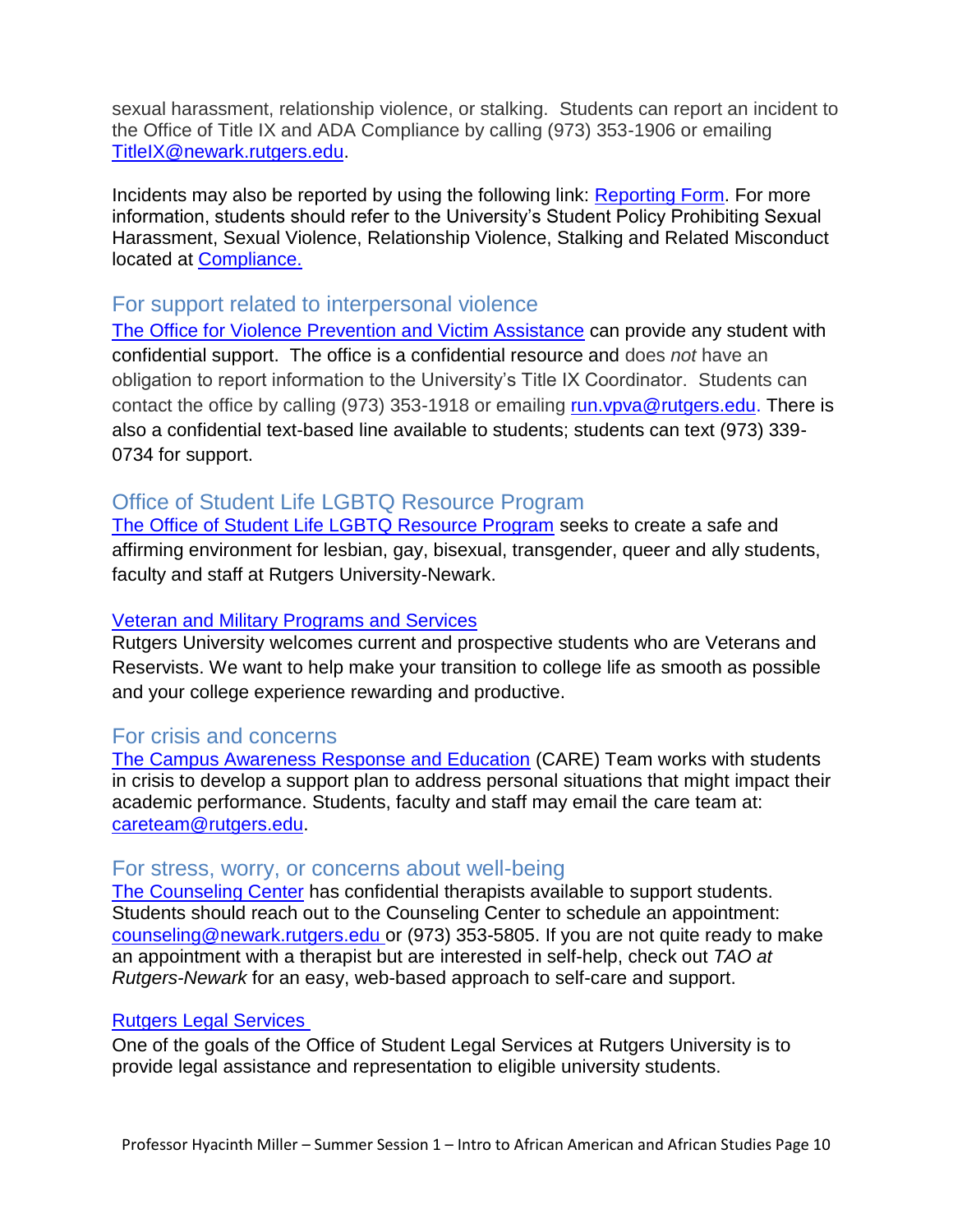sexual harassment, relationship violence, or stalking. Students can report an incident to the Office of Title IX and ADA Compliance by calling (973) 353-1906 or emailing TitleIX@newark.rutgers.edu.

Incidents may also be reported by using the following link: Reporting Form. For more information, students should refer to the University's Student Policy Prohibiting Sexual Harassment, Sexual Violence, Relationship Violence, Stalking and Related Misconduct located at Compliance.

## For support related to interpersonal violence

The Office for Violence Prevention and Victim Assistance can provide any student with confidential support. The office is a confidential resource and does *not* have an obligation to report information to the University's Title IX Coordinator. Students can contact the office by calling (973) 353-1918 or emailing run.vpva@rutgers.edu. There is also a confidential text-based line available to students; students can text (973) 339-0734 for support.

## Office of Student Life LGBTQ Resource Program

The Office of Student Life LGBTQ Resource Program seeks to create a safe and affirming environment for lesbian, gay, bisexual, transgender, queer and ally students, faculty and staff at Rutgers University-Newark.

### Veteran and Military Programs and Services

Rutgers University welcomes current and prospective students who are Veterans and Reservists. We want to help make your transition to college life as smooth as possible and your college experience rewarding and productive.

## For crisis and concerns

The Campus Awareness Response and Education (CARE) Team works with students in crisis to develop a support plan to address personal situations that might impact their academic performance. Students, faculty and staff may email the care team at: careteam@rutgers.edu.

## For stress, worry, or concerns about well-being

The Counseling Center has confidential therapists available to support students. Students should reach out to the Counseling Center to schedule an appointment: counseling@newark.rutgers.edu or (973) 353-5805. If you are not quite ready to make an appointment with a therapist but are interested in self-help, check out *TAO at Rutgers-Newark* for an easy, web-based approach to self-care and support.

### Rutgers Legal Services

One of the goals of the Office of Student Legal Services at Rutgers University is to provide legal assistance and representation to eligible university students.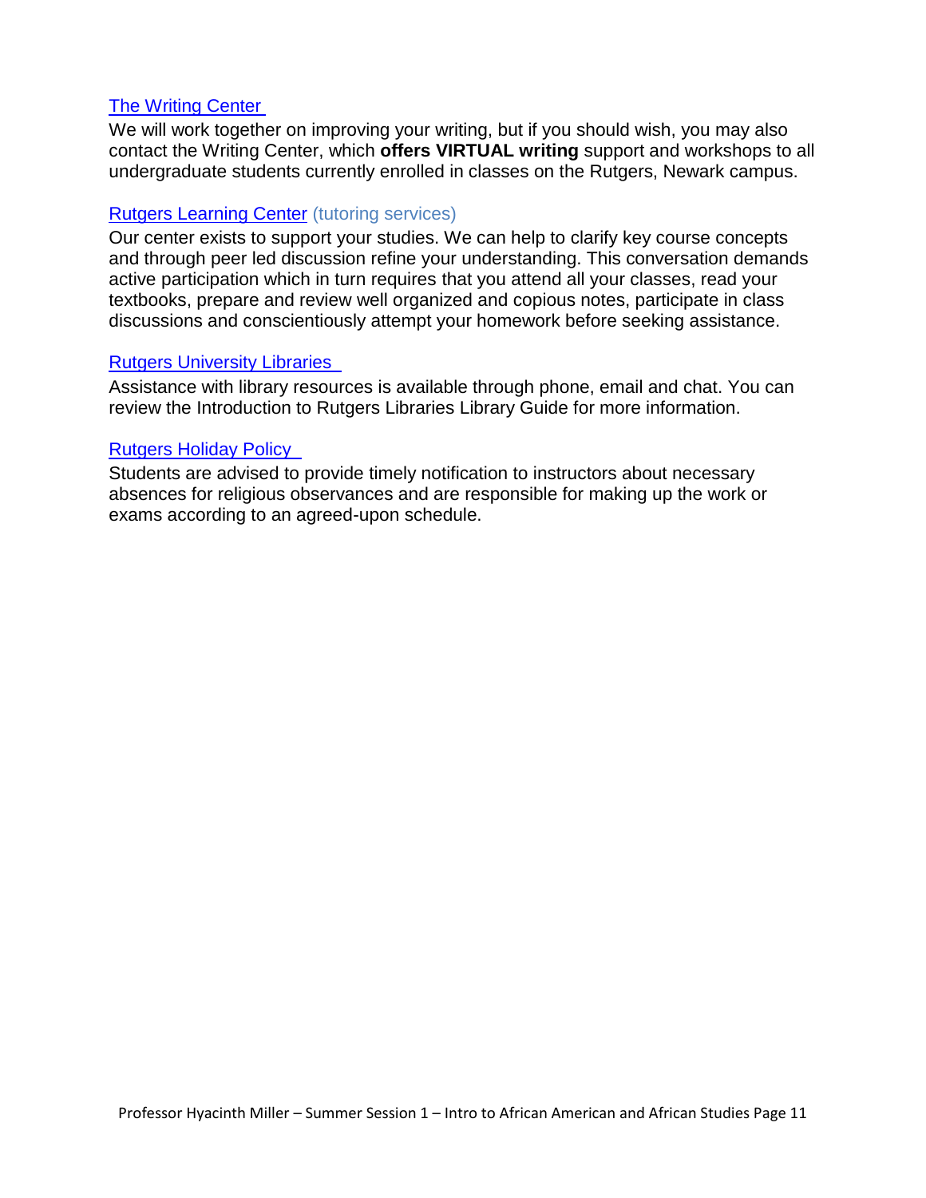[The Writing Center](#)

We will work together on improving your writing, but if you should wish, you may also contact the Writing Center, which **offers VIRTUAL writing** support and workshops to all undergraduate students currently enrolled in classes on the Rutgers, Newark campus.

[Rutgers Learning Center](#) (tutoring services)

Our center exists to support your studies. We can help to clarify key course concepts and through peer led discussion refine your understanding. This conversation demands active participation which in turn requires that you attend all your classes, read your textbooks, prepare and review well organized and copious notes, participate in class discussions and conscientiously attempt your homework before seeking assistance.

[Rutgers University Libraries](#)

Assistance with library resources is available through phone, email and chat. You can review the Introduction to Rutgers Libraries Library Guide for more information.

[Rutgers Holiday Policy](#)

Students are advised to provide timely notification to instructors about necessary absences for religious observances and are responsible for making up the work or exams according to an agreed-upon schedule.